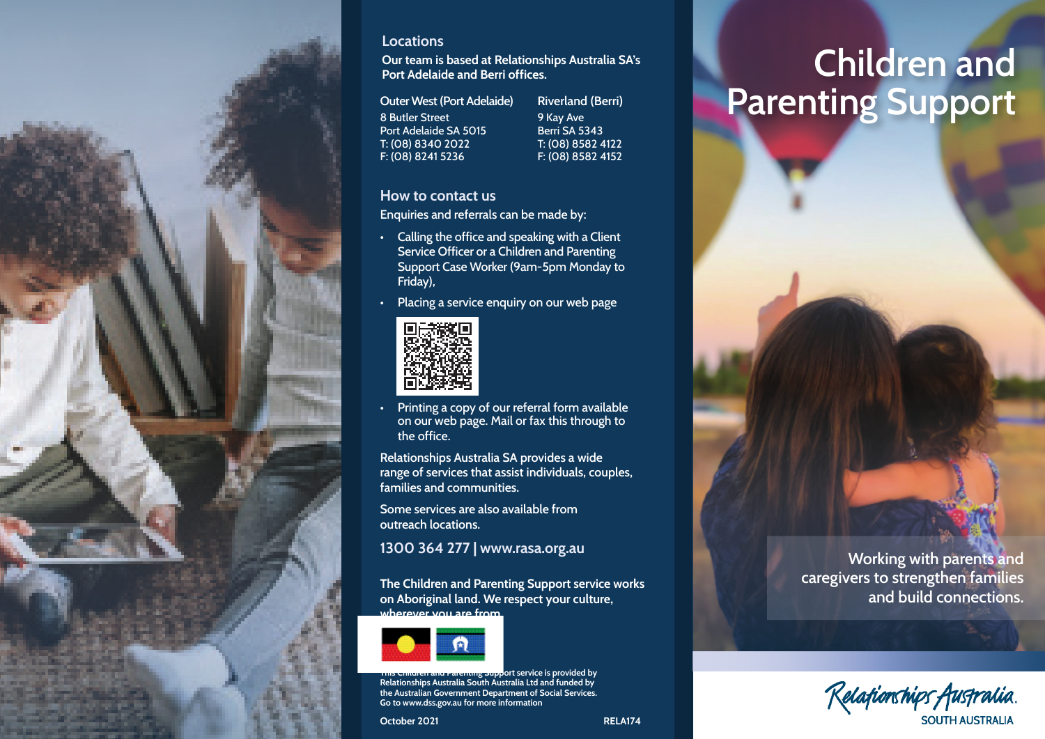# Children and Parenting Support

Working with parents and caregivers to strengthen families and build connections.

Relationships Australia
SOUTH AUSTRALIA

## Locations

**Our team is based at Relationships Australia SA's Port Adelaide and Berri offices.**

**Outer West (Port Adelaide)**
8 Butler Street
Port Adelaide SA 5015
T: (08) 8340 2022
F: (08) 8241 5236

**Riverland (Berri)**
9 Kay Ave
Berri SA 5343
T: (08) 8582 4122
F: (08) 8582 4152

## How to contact us

Enquiries and referrals can be made by:

- Calling the office and speaking with a Client Service Officer or a Children and Parenting Support Case Worker (9am-5pm Monday to Friday),
- Placing a service enquiry on our web page
- Printing a copy of our referral form available on our web page. Mail or fax this through to the office.

Relationships Australia SA provides a wide range of services that assist individuals, couples, families and communities.

Some services are also available from outreach locations.

**1300 364 277 | www.rasa.org.au**

**The Children and Parenting Support service works on Aboriginal land. We respect your culture, wherever you are from.**

This Children and Parenting Support service is provided by Relationships Australia South Australia Ltd and funded by the Australian Government Department of Social Services. Go to www.dss.gov.au for more information

October 2021 RELA174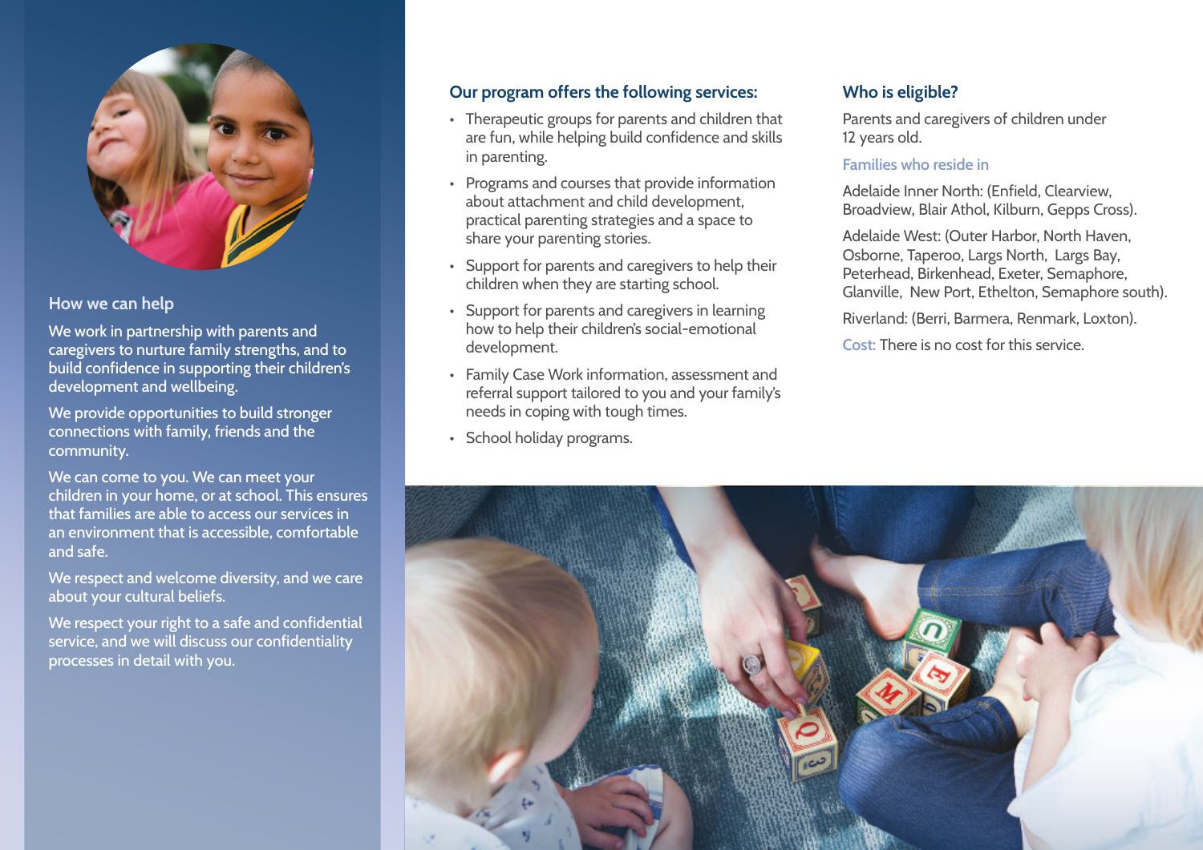## How we can help

We work in partnership with parents and caregivers to nurture family strengths, and to build confidence in supporting their children's development and wellbeing.

We provide opportunities to build stronger connections with family, friends and the community.

We can come to you. We can meet your children in your home, or at school. This ensures that families are able to access our services in an environment that is accessible, comfortable and safe.

We respect and welcome diversity, and we care about your cultural beliefs.

We respect your right to a safe and confidential service, and we will discuss our confidentiality processes in detail with you.

## Our program offers the following services:

- Therapeutic groups for parents and children that are fun, while helping build confidence and skills in parenting.
- Programs and courses that provide information about attachment and child development, practical parenting strategies and a space to share your parenting stories.
- Support for parents and caregivers to help their children when they are starting school.
- Support for parents and caregivers in learning how to help their children's social-emotional development.
- Family Case Work information, assessment and referral support tailored to you and your family's needs in coping with tough times.
- School holiday programs.

## Who is eligible?

Parents and caregivers of children under 12 years old.

### Families who reside in

Adelaide Inner North: (Enfield, Clearview, Broadview, Blair Athol, Kilburn, Gepps Cross).

Adelaide West: (Outer Harbor, North Haven, Osborne, Taperoo, Largs North, Largs Bay, Peterhead, Birkenhead, Exeter, Semaphore, Glanville, New Port, Ethelton, Semaphore south).

Riverland: (Berri, Barmera, Renmark, Loxton).

Cost: There is no cost for this service.